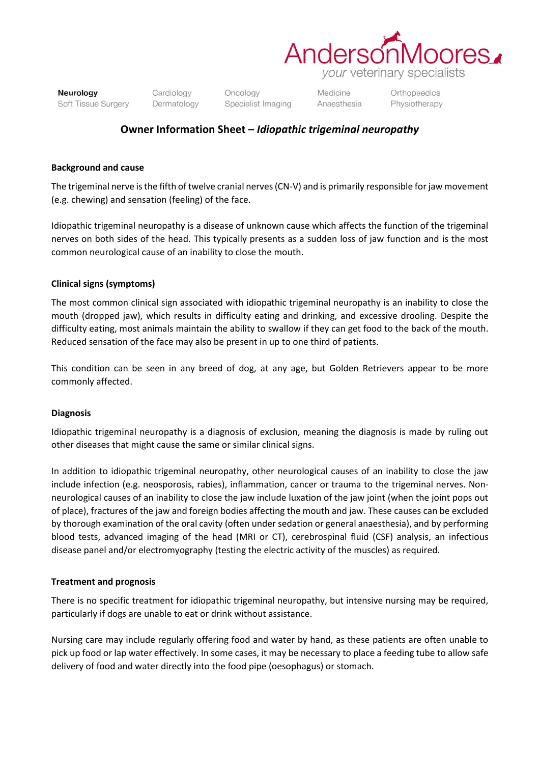AndersonMoores

*your* veterinary specialists

**Neurology** Soft Tissue Surgery | Cardiology Dermatology | Oncology Specialist Imaging | Medicine Anaesthesia | Orthopaedics Physiotherapy

## Owner Information Sheet – *Idiopathic trigeminal neuropathy*

### Background and cause

The trigeminal nerve is the fifth of twelve cranial nerves (CN-V) and is primarily responsible for jaw movement (e.g. chewing) and sensation (feeling) of the face.

Idiopathic trigeminal neuropathy is a disease of unknown cause which affects the function of the trigeminal nerves on both sides of the head. This typically presents as a sudden loss of jaw function and is the most common neurological cause of an inability to close the mouth.

### Clinical signs (symptoms)

The most common clinical sign associated with idiopathic trigeminal neuropathy is an inability to close the mouth (dropped jaw), which results in difficulty eating and drinking, and excessive drooling. Despite the difficulty eating, most animals maintain the ability to swallow if they can get food to the back of the mouth. Reduced sensation of the face may also be present in up to one third of patients.

This condition can be seen in any breed of dog, at any age, but Golden Retrievers appear to be more commonly affected.

### Diagnosis

Idiopathic trigeminal neuropathy is a diagnosis of exclusion, meaning the diagnosis is made by ruling out other diseases that might cause the same or similar clinical signs.

In addition to idiopathic trigeminal neuropathy, other neurological causes of an inability to close the jaw include infection (e.g. neosporosis, rabies), inflammation, cancer or trauma to the trigeminal nerves. Non-neurological causes of an inability to close the jaw include luxation of the jaw joint (when the joint pops out of place), fractures of the jaw and foreign bodies affecting the mouth and jaw. These causes can be excluded by thorough examination of the oral cavity (often under sedation or general anaesthesia), and by performing blood tests, advanced imaging of the head (MRI or CT), cerebrospinal fluid (CSF) analysis, an infectious disease panel and/or electromyography (testing the electric activity of the muscles) as required.

### Treatment and prognosis

There is no specific treatment for idiopathic trigeminal neuropathy, but intensive nursing may be required, particularly if dogs are unable to eat or drink without assistance.

Nursing care may include regularly offering food and water by hand, as these patients are often unable to pick up food or lap water effectively. In some cases, it may be necessary to place a feeding tube to allow safe delivery of food and water directly into the food pipe (oesophagus) or stomach.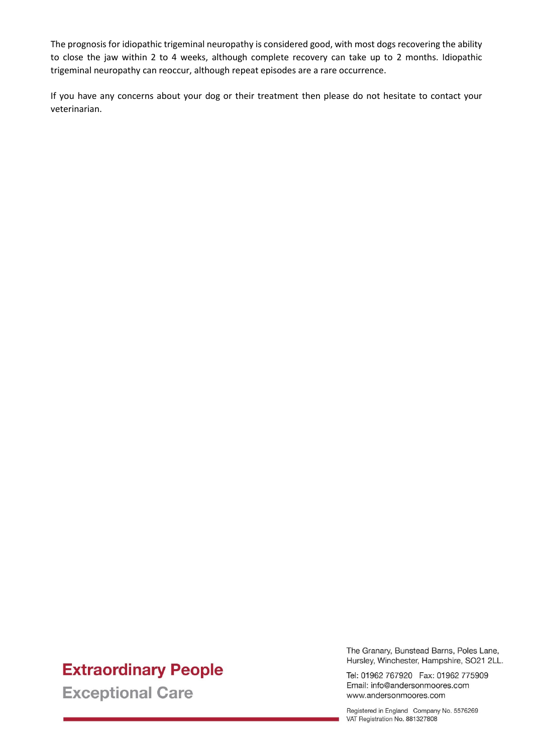The prognosis for idiopathic trigeminal neuropathy is considered good, with most dogs recovering the ability to close the jaw within 2 to 4 weeks, although complete recovery can take up to 2 months. Idiopathic trigeminal neuropathy can reoccur, although repeat episodes are a rare occurrence.

If you have any concerns about your dog or their treatment then please do not hesitate to contact your veterinarian.

**Extraordinary People**

**Exceptional Care**

The Granary, Bunstead Barns, Poles Lane, Hursley, Winchester, Hampshire, SO21 2LL.

Tel: 01962 767920 Fax: 01962 775909
Email: info@andersonmoores.com
www.andersonmoores.com

Registered in England Company No. 5576269
VAT Registration No. 881327808